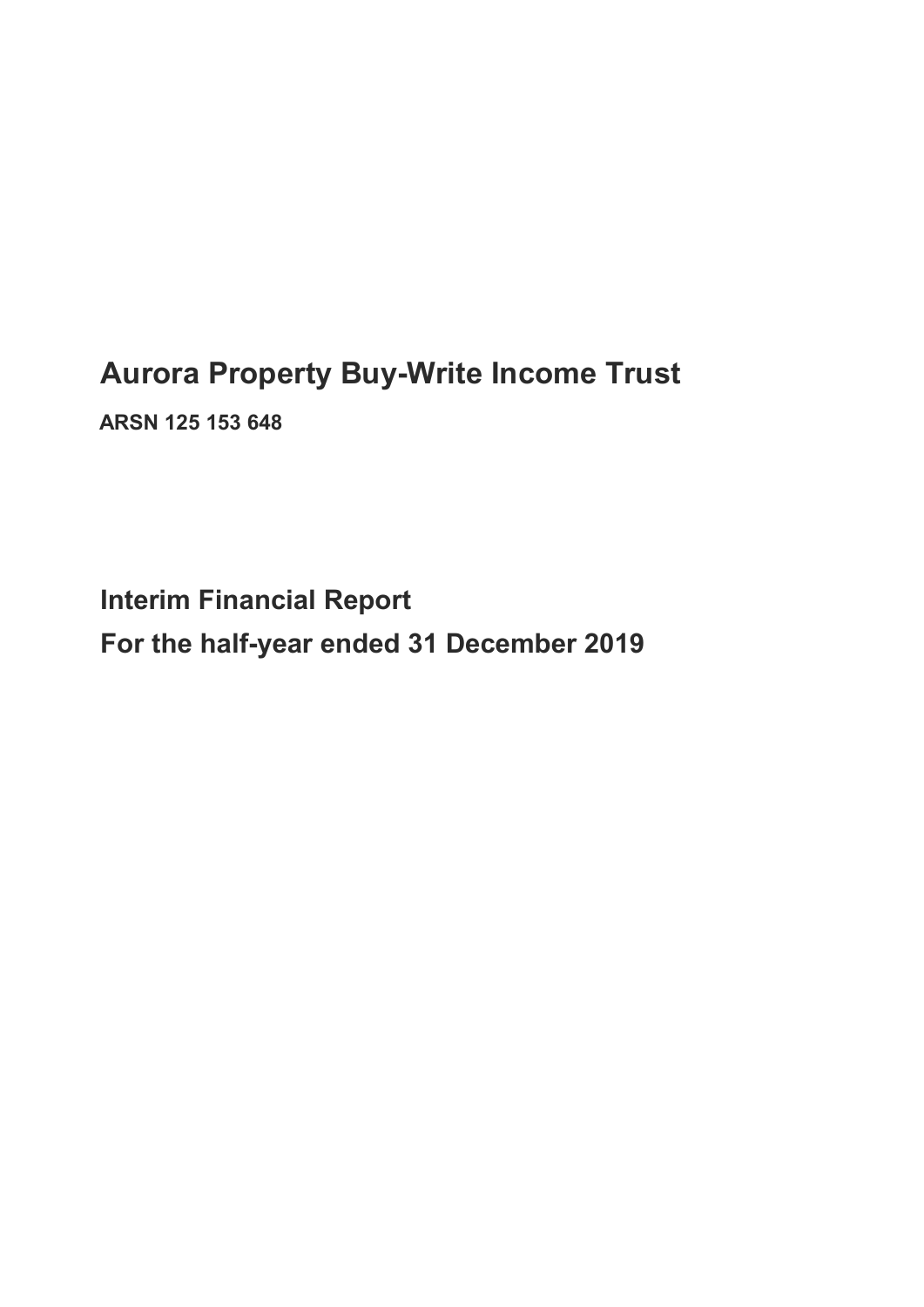# Aurora Property Buy-Write Income Trust

**ARSN 125 153 648**

## Interim Financial Report

## For the half-year ended 31 December 2019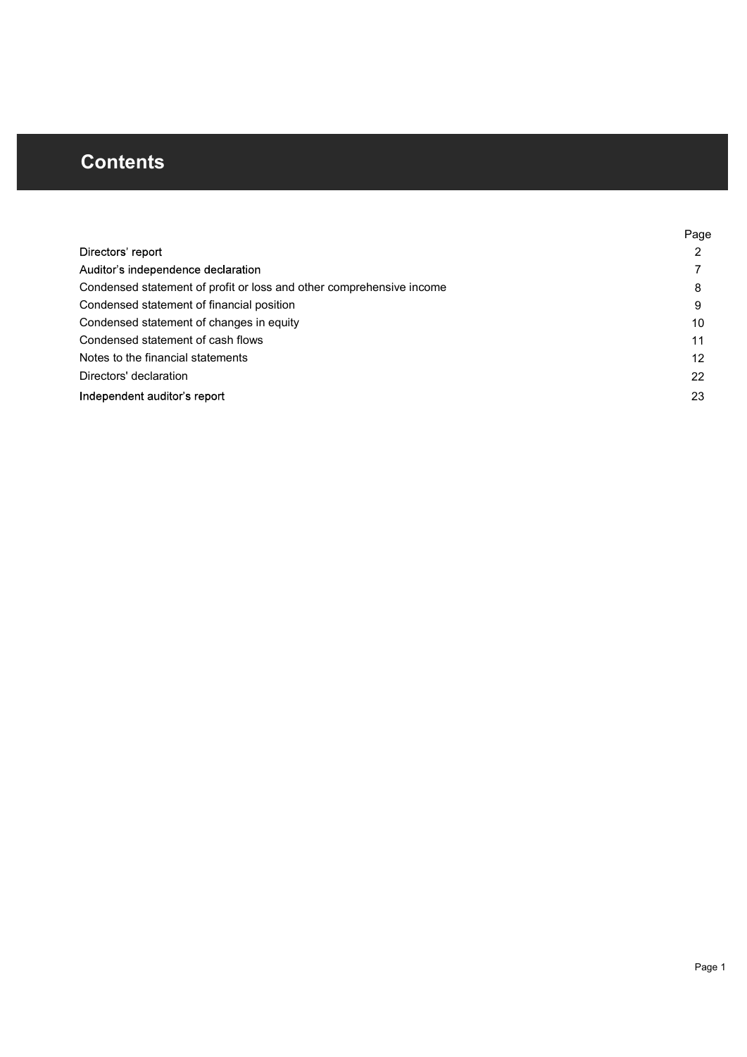# Contents

| | Page |
|---|---|
| Directors' report | 2 |
| Auditor's independence declaration | 7 |
| Condensed statement of profit or loss and other comprehensive income | 8 |
| Condensed statement of financial position | 9 |
| Condensed statement of changes in equity | 10 |
| Condensed statement of cash flows | 11 |
| Notes to the financial statements | 12 |
| Directors' declaration | 22 |
| Independent auditor's report | 23 |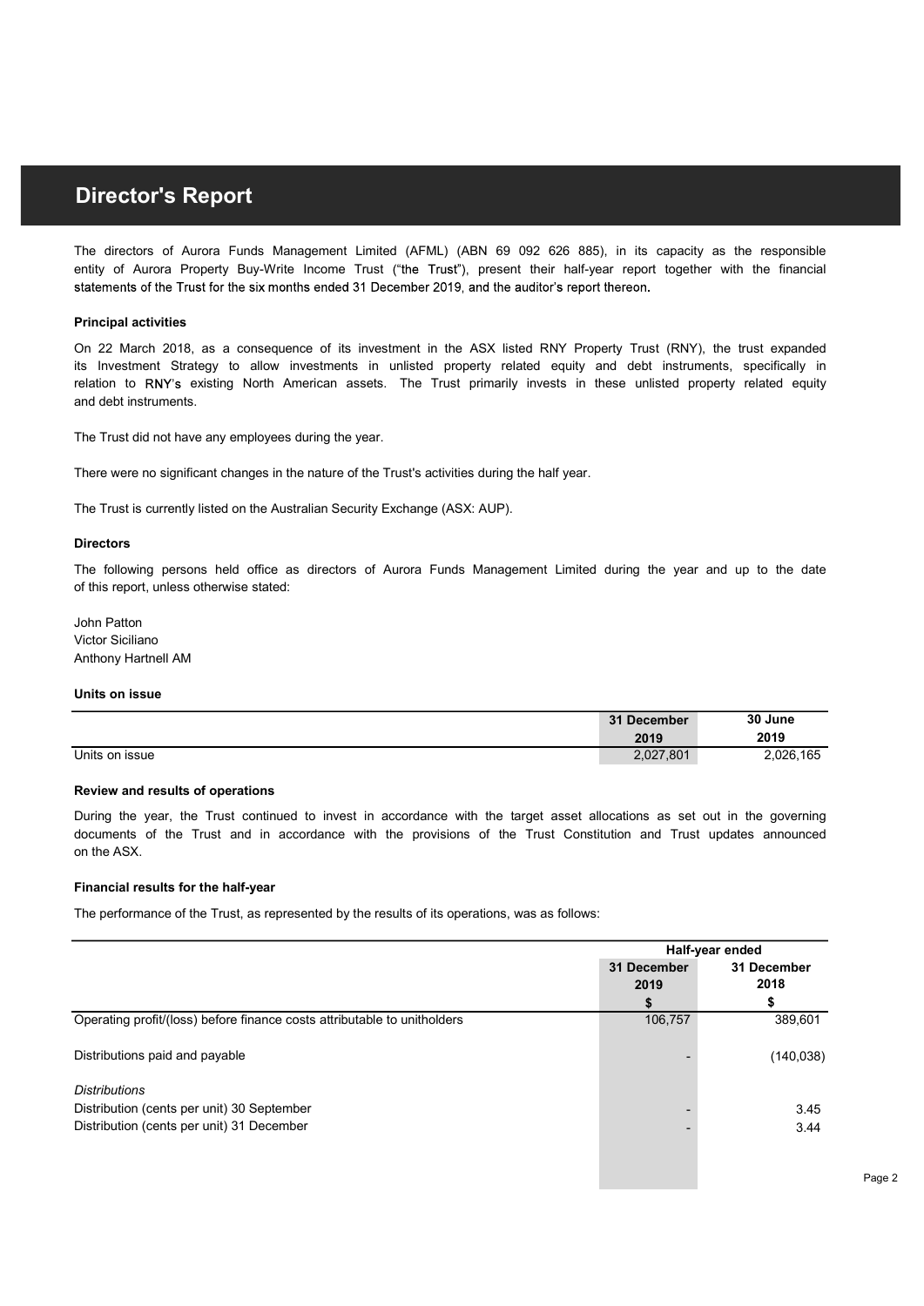# Director's Report

The directors of Aurora Funds Management Limited (AFML) (ABN 69 092 626 885), in its capacity as the responsible entity of Aurora Property Buy-Write Income Trust ("the Trust"), present their half-year report together with the financial statements of the Trust for the six months ended 31 December 2019, and the auditor's report thereon.

**Principal activities**

On 22 March 2018, as a consequence of its investment in the ASX listed RNY Property Trust (RNY), the trust expanded its Investment Strategy to allow investments in unlisted property related equity and debt instruments, specifically in relation to RNY's existing North American assets. The Trust primarily invests in these unlisted property related equity and debt instruments.

The Trust did not have any employees during the year.

There were no significant changes in the nature of the Trust's activities during the half year.

The Trust is currently listed on the Australian Security Exchange (ASX: AUP).

**Directors**

The following persons held office as directors of Aurora Funds Management Limited during the year and up to the date of this report, unless otherwise stated:

John Patton
Victor Siciliano
Anthony Hartnell AM

**Units on issue**

| | 31 December 2019 | 30 June 2019 |
|---|---|---|
| Units on issue | 2,027,801 | 2,026,165 |

**Review and results of operations**

During the year, the Trust continued to invest in accordance with the target asset allocations as set out in the governing documents of the Trust and in accordance with the provisions of the Trust Constitution and Trust updates announced on the ASX.

**Financial results for the half-year**

The performance of the Trust, as represented by the results of its operations, was as follows:

| | Half-year ended | |
|---|---|---|
| | 31 December 2019 | 31 December 2018 |
| | $ | $ |
| Operating profit/(loss) before finance costs attributable to unitholders | 106,757 | 389,601 |
| Distributions paid and payable | - | (140,038) |
| *Distributions* | | |
| Distribution (cents per unit) 30 September | - | 3.45 |
| Distribution (cents per unit) 31 December | - | 3.44 |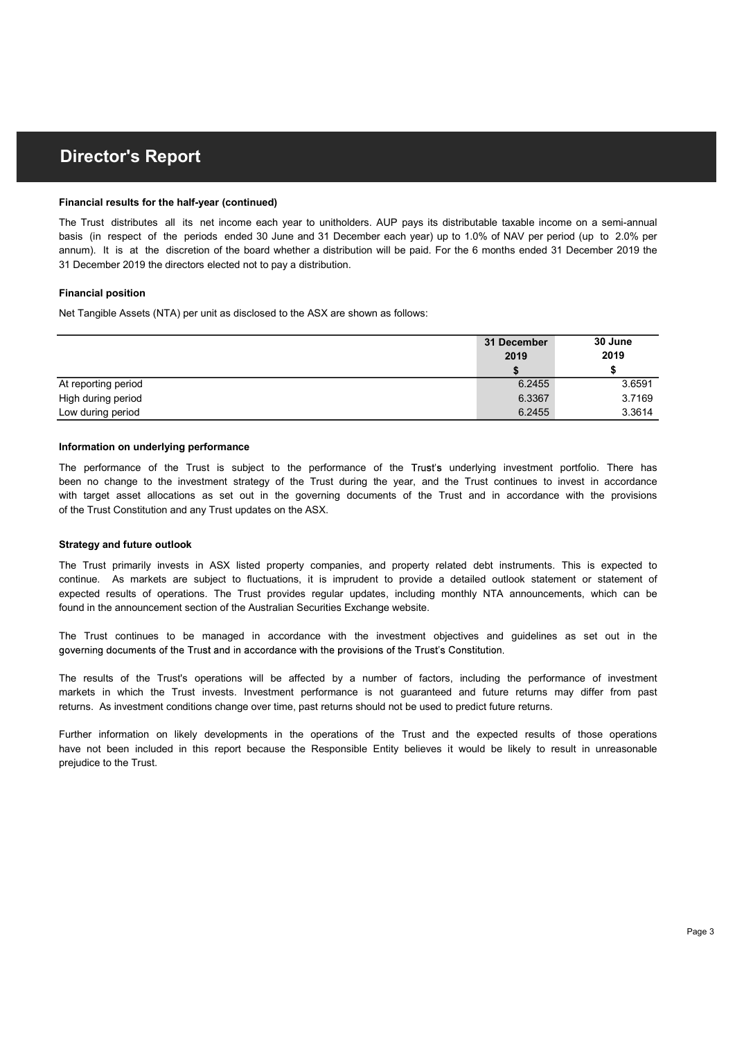# Director's Report

### Financial results for the half-year (continued)

The Trust distributes all its net income each year to unitholders. AUP pays its distributable taxable income on a semi-annual basis (in respect of the periods ended 30 June and 31 December each year) up to 1.0% of NAV per period (up to 2.0% per annum). It is at the discretion of the board whether a distribution will be paid. For the 6 months ended 31 December 2019 the 31 December 2019 the directors elected not to pay a distribution.

### Financial position

Net Tangible Assets (NTA) per unit as disclosed to the ASX are shown as follows:

| | 31 December 2019 | 30 June 2019 |
|---|---|---|
| | $ | $ |
| At reporting period | 6.2455 | 3.6591 |
| High during period | 6.3367 | 3.7169 |
| Low during period | 6.2455 | 3.3614 |

### Information on underlying performance

The performance of the Trust is subject to the performance of the Trust's underlying investment portfolio. There has been no change to the investment strategy of the Trust during the year, and the Trust continues to invest in accordance with target asset allocations as set out in the governing documents of the Trust and in accordance with the provisions of the Trust Constitution and any Trust updates on the ASX.

### Strategy and future outlook

The Trust primarily invests in ASX listed property companies, and property related debt instruments. This is expected to continue. As markets are subject to fluctuations, it is imprudent to provide a detailed outlook statement or statement of expected results of operations. The Trust provides regular updates, including monthly NTA announcements, which can be found in the announcement section of the Australian Securities Exchange website.

The Trust continues to be managed in accordance with the investment objectives and guidelines as set out in the governing documents of the Trust and in accordance with the provisions of the Trust's Constitution.

The results of the Trust's operations will be affected by a number of factors, including the performance of investment markets in which the Trust invests. Investment performance is not guaranteed and future returns may differ from past returns. As investment conditions change over time, past returns should not be used to predict future returns.

Further information on likely developments in the operations of the Trust and the expected results of those operations have not been included in this report because the Responsible Entity believes it would be likely to result in unreasonable prejudice to the Trust.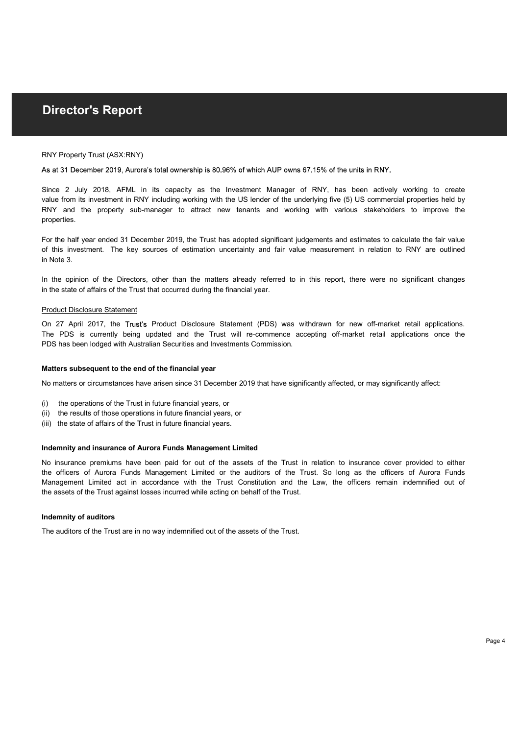# Director's Report

RNY Property Trust (ASX:RNY)

As at 31 December 2019, Aurora's total ownership is 80.96% of which AUP owns 67.15% of the units in RNY.

Since 2 July 2018, AFML in its capacity as the Investment Manager of RNY, has been actively working to create value from its investment in RNY including working with the US lender of the underlying five (5) US commercial properties held by RNY and the property sub-manager to attract new tenants and working with various stakeholders to improve the properties.

For the half year ended 31 December 2019, the Trust has adopted significant judgements and estimates to calculate the fair value of this investment. The key sources of estimation uncertainty and fair value measurement in relation to RNY are outlined in Note 3.

In the opinion of the Directors, other than the matters already referred to in this report, there were no significant changes in the state of affairs of the Trust that occurred during the financial year.

Product Disclosure Statement

On 27 April 2017, the Trust's Product Disclosure Statement (PDS) was withdrawn for new off-market retail applications. The PDS is currently being updated and the Trust will re-commence accepting off-market retail applications once the PDS has been lodged with Australian Securities and Investments Commission.

**Matters subsequent to the end of the financial year**

No matters or circumstances have arisen since 31 December 2019 that have significantly affected, or may significantly affect:

(i) the operations of the Trust in future financial years, or
(ii) the results of those operations in future financial years, or
(iii) the state of affairs of the Trust in future financial years.

**Indemnity and insurance of Aurora Funds Management Limited**

No insurance premiums have been paid for out of the assets of the Trust in relation to insurance cover provided to either the officers of Aurora Funds Management Limited or the auditors of the Trust. So long as the officers of Aurora Funds Management Limited act in accordance with the Trust Constitution and the Law, the officers remain indemnified out of the assets of the Trust against losses incurred while acting on behalf of the Trust.

**Indemnity of auditors**

The auditors of the Trust are in no way indemnified out of the assets of the Trust.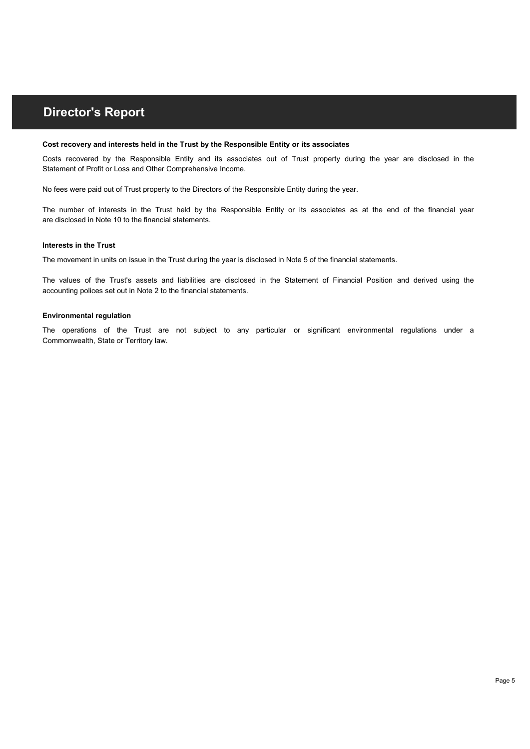# Director's Report

**Cost recovery and interests held in the Trust by the Responsible Entity or its associates**

Costs recovered by the Responsible Entity and its associates out of Trust property during the year are disclosed in the Statement of Profit or Loss and Other Comprehensive Income.

No fees were paid out of Trust property to the Directors of the Responsible Entity during the year.

The number of interests in the Trust held by the Responsible Entity or its associates as at the end of the financial year are disclosed in Note 10 to the financial statements.

**Interests in the Trust**

The movement in units on issue in the Trust during the year is disclosed in Note 5 of the financial statements.

The values of the Trust's assets and liabilities are disclosed in the Statement of Financial Position and derived using the accounting polices set out in Note 2 to the financial statements.

**Environmental regulation**

The operations of the Trust are not subject to any particular or significant environmental regulations under a Commonwealth, State or Territory law.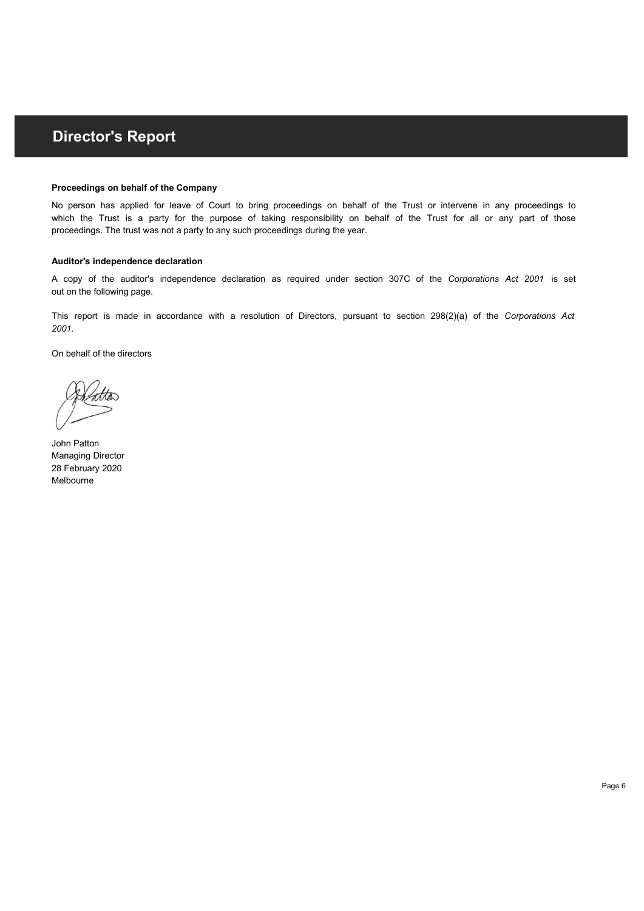# Director's Report

**Proceedings on behalf of the Company**

No person has applied for leave of Court to bring proceedings on behalf of the Trust or intervene in any proceedings to which the Trust is a party for the purpose of taking responsibility on behalf of the Trust for all or any part of those proceedings. The trust was not a party to any such proceedings during the year.

**Auditor's independence declaration**

A copy of the auditor's independence declaration as required under section 307C of the *Corporations Act 2001* is set out on the following page.

This report is made in accordance with a resolution of Directors, pursuant to section 298(2)(a) of the *Corporations Act 2001.*

On behalf of the directors

John Patton
Managing Director
28 February 2020
Melbourne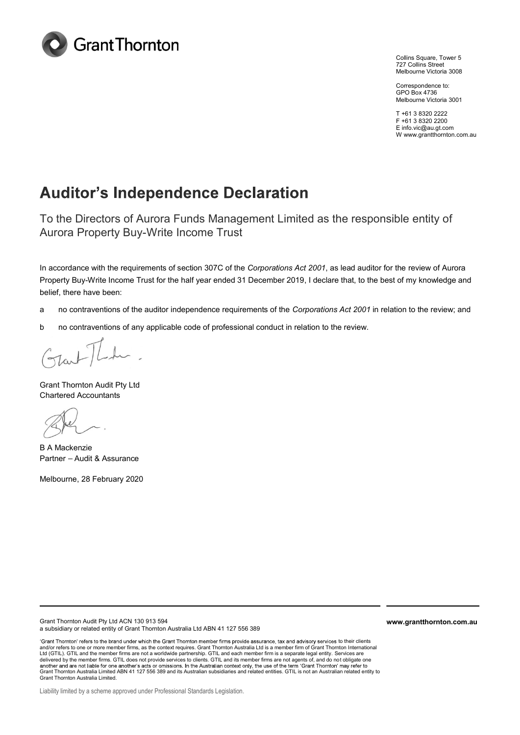Grant Thornton

Collins Square, Tower 5
727 Collins Street
Melbourne Victoria 3008

Correspondence to:
GPO Box 4736
Melbourne Victoria 3001

T +61 3 8320 2222
F +61 3 8320 2200
E info.vic@au.gt.com
W www.grantthornton.com.au

# Auditor's Independence Declaration

## To the Directors of Aurora Funds Management Limited as the responsible entity of Aurora Property Buy-Write Income Trust

In accordance with the requirements of section 307C of the *Corporations Act 2001*, as lead auditor for the review of Aurora Property Buy-Write Income Trust for the half year ended 31 December 2019, I declare that, to the best of my knowledge and belief, there have been:

a no contraventions of the auditor independence requirements of the *Corporations Act 2001* in relation to the review; and

b no contraventions of any applicable code of professional conduct in relation to the review.

Grant Thornton Audit Pty Ltd
Chartered Accountants

B A Mackenzie
Partner – Audit & Assurance

Melbourne, 28 February 2020

Grant Thornton Audit Pty Ltd ACN 130 913 594
a subsidiary or related entity of Grant Thornton Australia Ltd ABN 41 127 556 389

www.grantthornton.com.au

'Grant Thornton' refers to the brand under which the Grant Thornton member firms provide assurance, tax and advisory services to their clients and/or refers to one or more member firms, as the context requires. Grant Thornton Australia Ltd is a member firm of Grant Thornton International Ltd (GTIL). GTIL and the member firms are not a worldwide partnership. GTIL and each member firm is a separate legal entity. Services are delivered by the member firms. GTIL does not provide services to clients. GTIL and its member firms are not agents of, and do not obligate one another and are not liable for one another's acts or omissions. In the Australian context only, the use of the term 'Grant Thornton' may refer to Grant Thornton Australia Limited ABN 41 127 556 389 and its Australian subsidiaries and related entities. GTIL is not an Australian related entity to Grant Thornton Australia Limited.

Liability limited by a scheme approved under Professional Standards Legislation.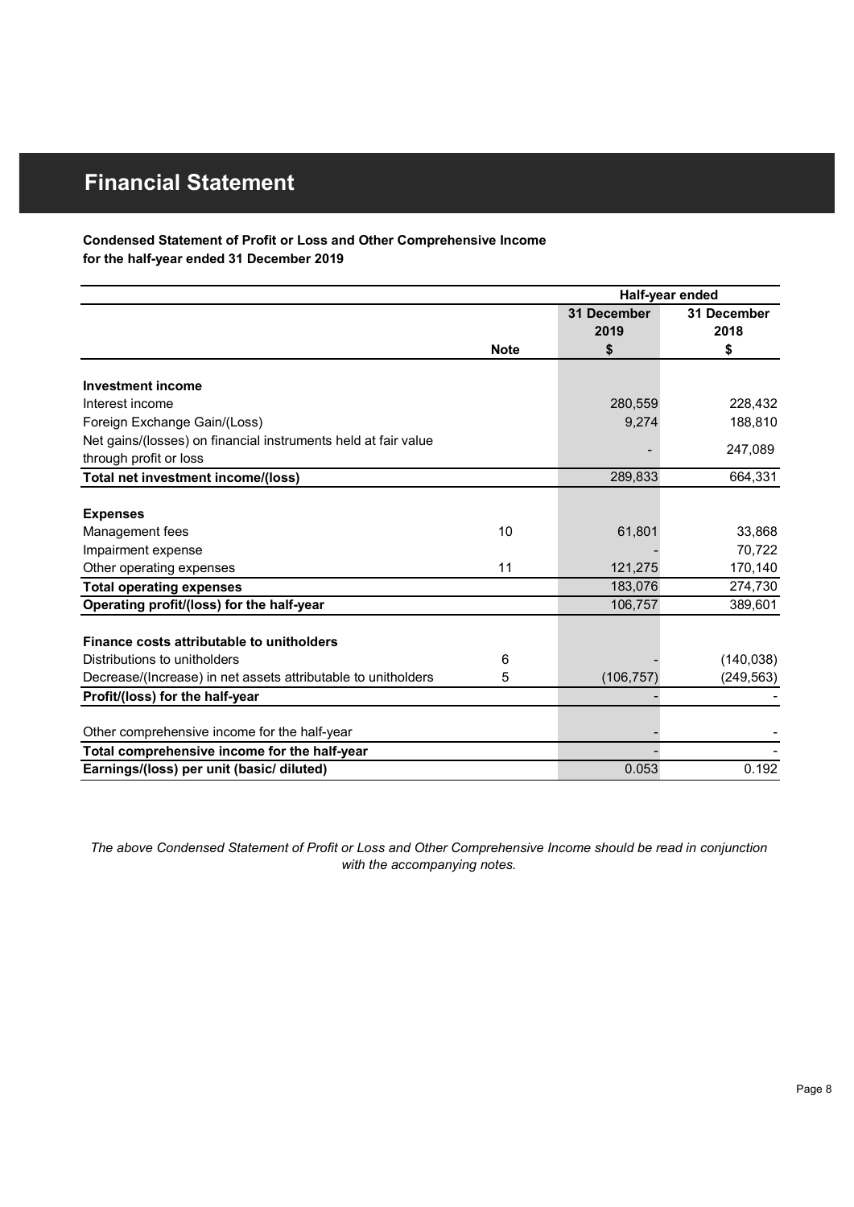# Financial Statement

**Condensed Statement of Profit or Loss and Other Comprehensive Income**
**for the half-year ended 31 December 2019**

| | Note | Half-year ended 31 December 2019 $ | 31 December 2018 $ |
|---|---|---|---|
| **Investment income** | | | |
| Interest income | | 280,559 | 228,432 |
| Foreign Exchange Gain/(Loss) | | 9,274 | 188,810 |
| Net gains/(losses) on financial instruments held at fair value through profit or loss | | - | 247,089 |
| **Total net investment income/(loss)** | | 289,833 | 664,331 |
| **Expenses** | | | |
| Management fees | 10 | 61,801 | 33,868 |
| Impairment expense | | - | 70,722 |
| Other operating expenses | 11 | 121,275 | 170,140 |
| **Total operating expenses** | | 183,076 | 274,730 |
| **Operating profit/(loss) for the half-year** | | 106,757 | 389,601 |
| **Finance costs attributable to unitholders** | | | |
| Distributions to unitholders | 6 | - | (140,038) |
| Decrease/(Increase) in net assets attributable to unitholders | 5 | (106,757) | (249,563) |
| **Profit/(loss) for the half-year** | | - | - |
| Other comprehensive income for the half-year | | - | - |
| **Total comprehensive income for the half-year** | | - | - |
| **Earnings/(loss) per unit (basic/ diluted)** | | 0.053 | 0.192 |

*The above Condensed Statement of Profit or Loss and Other Comprehensive Income should be read in conjunction with the accompanying notes.*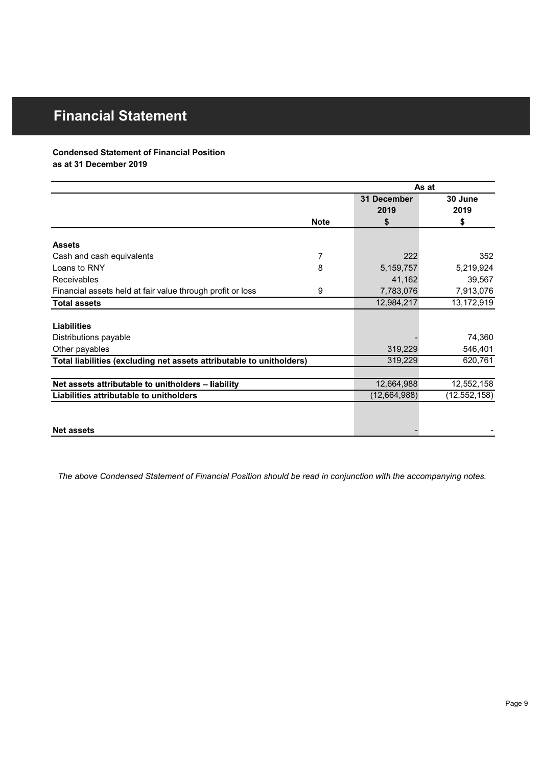# Financial Statement

**Condensed Statement of Financial Position**
**as at 31 December 2019**

| | | As at | |
|---|---|---|---|
| | | **31 December 2019** | **30 June 2019** |
| | **Note** | **$** | **$** |
| **Assets** | | | |
| Cash and cash equivalents | 7 | 222 | 352 |
| Loans to RNY | 8 | 5,159,757 | 5,219,924 |
| Receivables | | 41,162 | 39,567 |
| Financial assets held at fair value through profit or loss | 9 | 7,783,076 | 7,913,076 |
| **Total assets** | | 12,984,217 | 13,172,919 |
| **Liabilities** | | | |
| Distributions payable | | - | 74,360 |
| Other payables | | 319,229 | 546,401 |
| **Total liabilities (excluding net assets attributable to unitholders)** | | 319,229 | 620,761 |
| **Net assets attributable to unitholders – liability** | | 12,664,988 | 12,552,158 |
| **Liabilities attributable to unitholders** | | (12,664,988) | (12,552,158) |
| **Net assets** | | - | - |

*The above Condensed Statement of Financial Position should be read in conjunction with the accompanying notes.*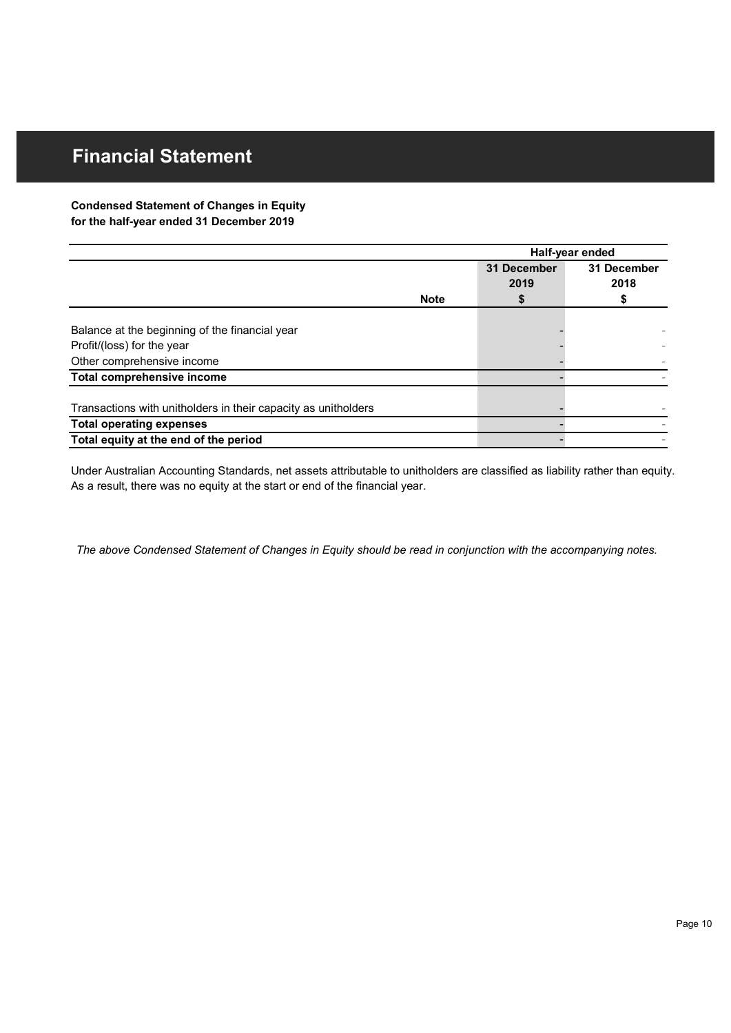# Financial Statement

**Condensed Statement of Changes in Equity**
**for the half-year ended 31 December 2019**

| | | Half-year ended | |
|---|---|---|---|
| | | **31 December 2019** | **31 December 2018** |
| | **Note** | **$** | **$** |
| Balance at the beginning of the financial year | | - | - |
| Profit/(loss) for the year | | - | - |
| Other comprehensive income | | - | - |
| **Total comprehensive income** | | - | - |
| Transactions with unitholders in their capacity as unitholders | | - | - |
| **Total operating expenses** | | - | - |
| **Total equity at the end of the period** | | - | - |

Under Australian Accounting Standards, net assets attributable to unitholders are classified as liability rather than equity. As a result, there was no equity at the start or end of the financial year.

*The above Condensed Statement of Changes in Equity should be read in conjunction with the accompanying notes.*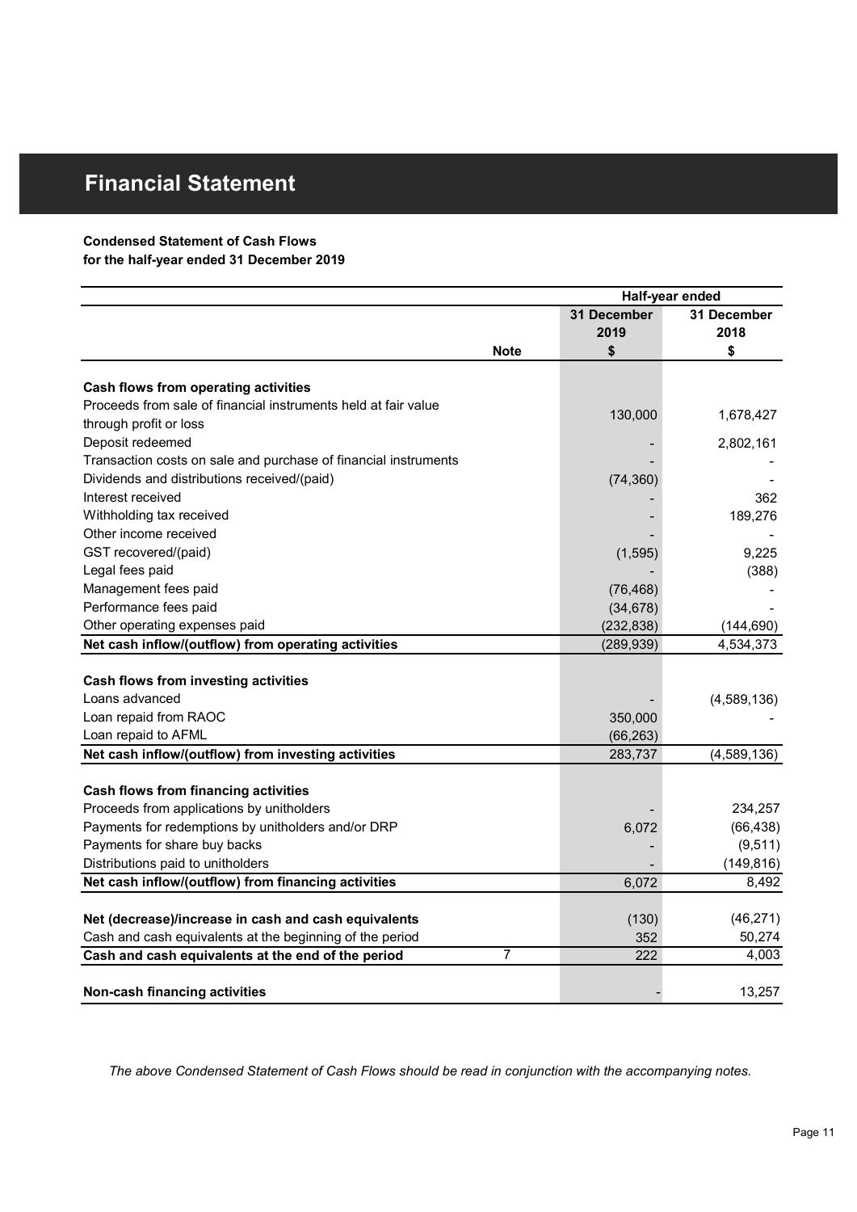# Financial Statement

**Condensed Statement of Cash Flows**
**for the half-year ended 31 December 2019**

| | Note | Half-year ended 31 December 2019 $ | Half-year ended 31 December 2018 $ |
|---|---|---|---|
| **Cash flows from operating activities** | | | |
| Proceeds from sale of financial instruments held at fair value through profit or loss | | 130,000 | 1,678,427 |
| Deposit redeemed | | - | 2,802,161 |
| Transaction costs on sale and purchase of financial instruments | | - | - |
| Dividends and distributions received/(paid) | | (74,360) | - |
| Interest received | | - | 362 |
| Withholding tax received | | - | 189,276 |
| Other income received | | - | - |
| GST recovered/(paid) | | (1,595) | 9,225 |
| Legal fees paid | | - | (388) |
| Management fees paid | | (76,468) | - |
| Performance fees paid | | (34,678) | - |
| Other operating expenses paid | | (232,838) | (144,690) |
| **Net cash inflow/(outflow) from operating activities** | | (289,939) | 4,534,373 |
| **Cash flows from investing activities** | | | |
| Loans advanced | | - | (4,589,136) |
| Loan repaid from RAOC | | 350,000 | - |
| Loan repaid to AFML | | (66,263) | |
| **Net cash inflow/(outflow) from investing activities** | | 283,737 | (4,589,136) |
| **Cash flows from financing activities** | | | |
| Proceeds from applications by unitholders | | - | 234,257 |
| Payments for redemptions by unitholders and/or DRP | | 6,072 | (66,438) |
| Payments for share buy backs | | - | (9,511) |
| Distributions paid to unitholders | | - | (149,816) |
| **Net cash inflow/(outflow) from financing activities** | | 6,072 | 8,492 |
| **Net (decrease)/increase in cash and cash equivalents** | | (130) | (46,271) |
| Cash and cash equivalents at the beginning of the period | | 352 | 50,274 |
| **Cash and cash equivalents at the end of the period** | 7 | 222 | 4,003 |
| **Non-cash financing activities** | | - | 13,257 |

*The above Condensed Statement of Cash Flows should be read in conjunction with the accompanying notes.*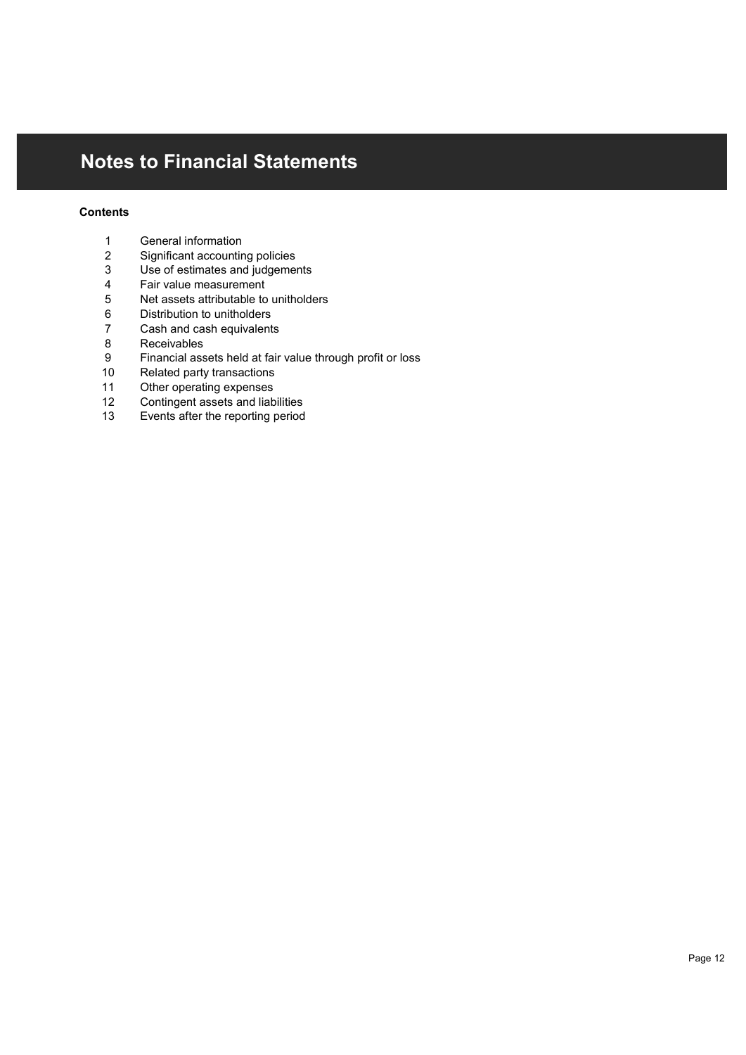# Notes to Financial Statements

**Contents**

1. General information
2. Significant accounting policies
3. Use of estimates and judgements
4. Fair value measurement
5. Net assets attributable to unitholders
6. Distribution to unitholders
7. Cash and cash equivalents
8. Receivables
9. Financial assets held at fair value through profit or loss
10. Related party transactions
11. Other operating expenses
12. Contingent assets and liabilities
13. Events after the reporting period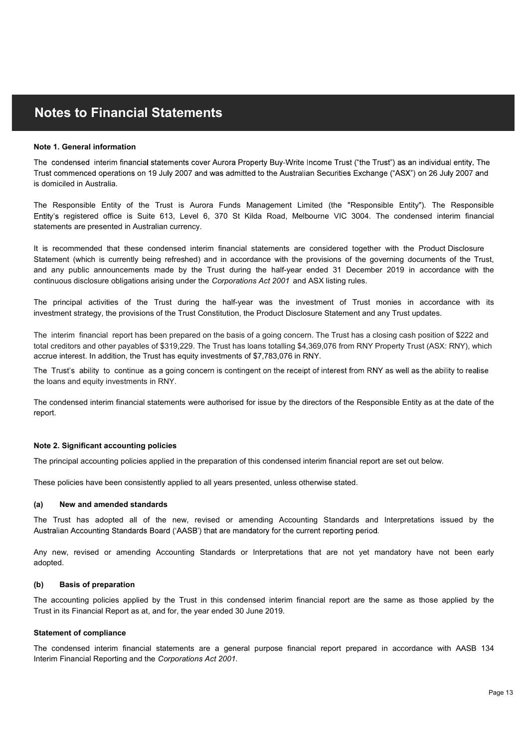# Notes to Financial Statements

**Note 1. General information**

The condensed interim financial statements cover Aurora Property Buy-Write Income Trust ("the Trust") as an individual entity. The Trust commenced operations on 19 July 2007 and was admitted to the Australian Securities Exchange ("ASX") on 26 July 2007 and is domiciled in Australia.

The Responsible Entity of the Trust is Aurora Funds Management Limited (the "Responsible Entity"). The Responsible Entity's registered office is Suite 613, Level 6, 370 St Kilda Road, Melbourne VIC 3004. The condensed interim financial statements are presented in Australian currency.

It is recommended that these condensed interim financial statements are considered together with the Product Disclosure Statement (which is currently being refreshed) and in accordance with the provisions of the governing documents of the Trust, and any public announcements made by the Trust during the half-year ended 31 December 2019 in accordance with the continuous disclosure obligations arising under the *Corporations Act 2001* and ASX listing rules.

The principal activities of the Trust during the half-year was the investment of Trust monies in accordance with its investment strategy, the provisions of the Trust Constitution, the Product Disclosure Statement and any Trust updates.

The interim financial report has been prepared on the basis of a going concern. The Trust has a closing cash position of $222 and total creditors and other payables of $319,229. The Trust has loans totalling $4,369,076 from RNY Property Trust (ASX: RNY), which accrue interest. In addition, the Trust has equity investments of $7,783,076 in RNY.

The Trust's ability to continue as a going concern is contingent on the receipt of interest from RNY as well as the ability to realise the loans and equity investments in RNY.

The condensed interim financial statements were authorised for issue by the directors of the Responsible Entity as at the date of the report.

**Note 2. Significant accounting policies**

The principal accounting policies applied in the preparation of this condensed interim financial report are set out below.

These policies have been consistently applied to all years presented, unless otherwise stated.

**(a) New and amended standards**

The Trust has adopted all of the new, revised or amending Accounting Standards and Interpretations issued by the Australian Accounting Standards Board ('AASB') that are mandatory for the current reporting period.

Any new, revised or amending Accounting Standards or Interpretations that are not yet mandatory have not been early adopted.

**(b) Basis of preparation**

The accounting policies applied by the Trust in this condensed interim financial report are the same as those applied by the Trust in its Financial Report as at, and for, the year ended 30 June 2019.

**Statement of compliance**

The condensed interim financial statements are a general purpose financial report prepared in accordance with AASB 134 Interim Financial Reporting and the *Corporations Act 2001*.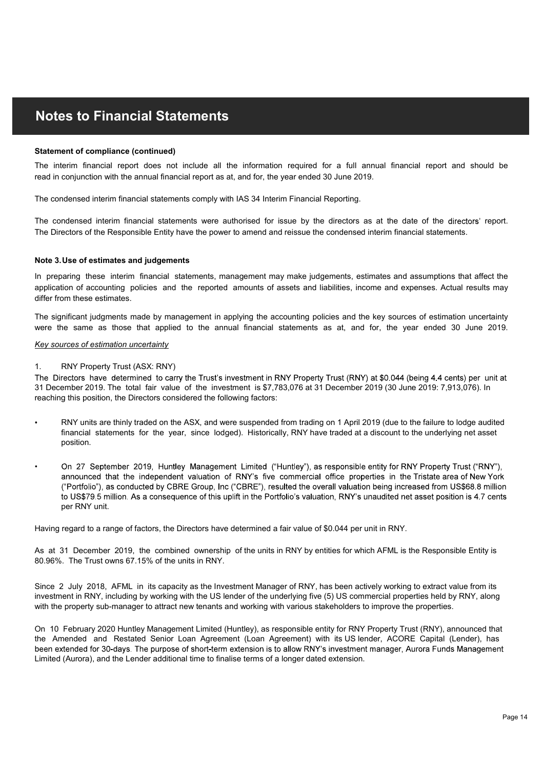# Notes to Financial Statements

**Statement of compliance (continued)**

The interim financial report does not include all the information required for a full annual financial report and should be read in conjunction with the annual financial report as at, and for, the year ended 30 June 2019.

The condensed interim financial statements comply with IAS 34 Interim Financial Reporting.

The condensed interim financial statements were authorised for issue by the directors as at the date of the directors' report. The Directors of the Responsible Entity have the power to amend and reissue the condensed interim financial statements.

**Note 3. Use of estimates and judgements**

In preparing these interim financial statements, management may make judgements, estimates and assumptions that affect the application of accounting policies and the reported amounts of assets and liabilities, income and expenses. Actual results may differ from these estimates.

The significant judgments made by management in applying the accounting policies and the key sources of estimation uncertainty were the same as those that applied to the annual financial statements as at, and for, the year ended 30 June 2019.

*Key sources of estimation uncertainty*

1. RNY Property Trust (ASX: RNY)

The Directors have determined to carry the Trust's investment in RNY Property Trust (RNY) at $0.044 (being 4.4 cents) per unit at 31 December 2019. The total fair value of the investment is $7,783,076 at 31 December 2019 (30 June 2019: 7,913,076). In reaching this position, the Directors considered the following factors:

- RNY units are thinly traded on the ASX, and were suspended from trading on 1 April 2019 (due to the failure to lodge audited financial statements for the year, since lodged). Historically, RNY have traded at a discount to the underlying net asset position.
- On 27 September 2019, Huntley Management Limited ("Huntley"), as responsible entity for RNY Property Trust ("RNY"), announced that the independent valuation of RNY's five commercial office properties in the Tristate area of New York ("Portfolio"), as conducted by CBRE Group, Inc ("CBRE"), resulted the overall valuation being increased from US$68.8 million to US$79.5 million. As a consequence of this uplift in the Portfolio's valuation, RNY's unaudited net asset position is 4.7 cents per RNY unit.

Having regard to a range of factors, the Directors have determined a fair value of $0.044 per unit in RNY.

As at 31 December 2019, the combined ownership of the units in RNY by entities for which AFML is the Responsible Entity is 80.96%. The Trust owns 67.15% of the units in RNY.

Since 2 July 2018, AFML in its capacity as the Investment Manager of RNY, has been actively working to extract value from its investment in RNY, including by working with the US lender of the underlying five (5) US commercial properties held by RNY, along with the property sub-manager to attract new tenants and working with various stakeholders to improve the properties.

On 10 February 2020 Huntley Management Limited (Huntley), as responsible entity for RNY Property Trust (RNY), announced that the Amended and Restated Senior Loan Agreement (Loan Agreement) with its US lender, ACORE Capital (Lender), has been extended for 30-days. The purpose of short-term extension is to allow RNY's investment manager, Aurora Funds Management Limited (Aurora), and the Lender additional time to finalise terms of a longer dated extension.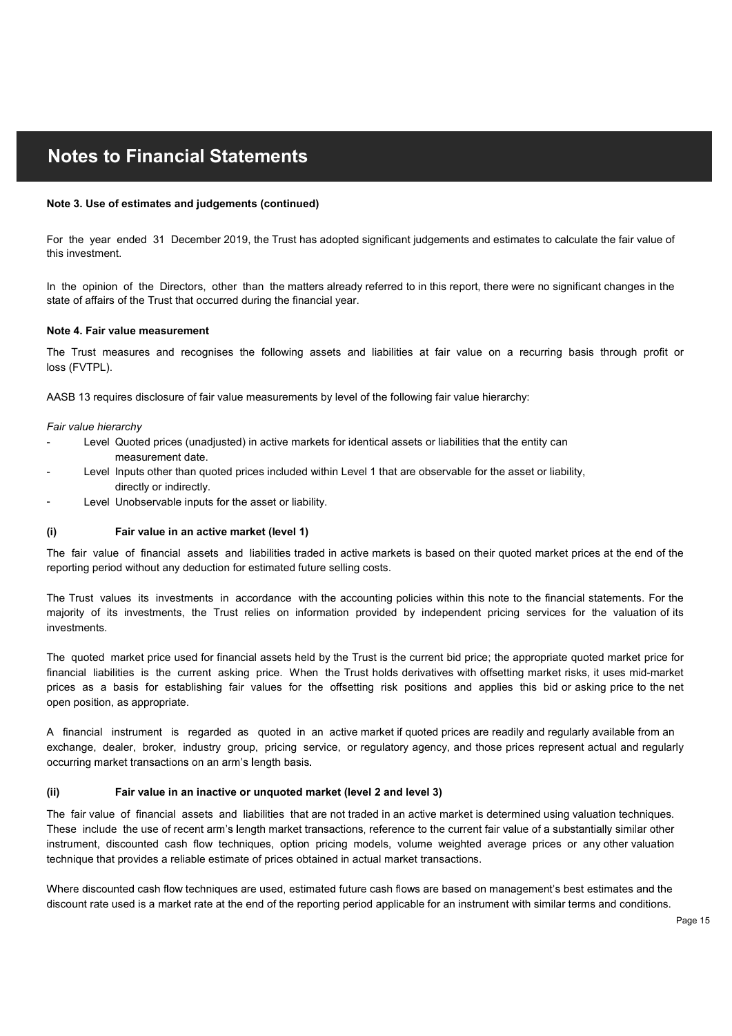# Notes to Financial Statements

**Note 3. Use of estimates and judgements (continued)**

For the year ended 31 December 2019, the Trust has adopted significant judgements and estimates to calculate the fair value of this investment.

In the opinion of the Directors, other than the matters already referred to in this report, there were no significant changes in the state of affairs of the Trust that occurred during the financial year.

**Note 4. Fair value measurement**

The Trust measures and recognises the following assets and liabilities at fair value on a recurring basis through profit or loss (FVTPL).

AASB 13 requires disclosure of fair value measurements by level of the following fair value hierarchy:

*Fair value hierarchy*

- Level Quoted prices (unadjusted) in active markets for identical assets or liabilities that the entity can measurement date.
- Level Inputs other than quoted prices included within Level 1 that are observable for the asset or liability, directly or indirectly.
- Level Unobservable inputs for the asset or liability.

**(i) Fair value in an active market (level 1)**

The fair value of financial assets and liabilities traded in active markets is based on their quoted market prices at the end of the reporting period without any deduction for estimated future selling costs.

The Trust values its investments in accordance with the accounting policies within this note to the financial statements. For the majority of its investments, the Trust relies on information provided by independent pricing services for the valuation of its investments.

The quoted market price used for financial assets held by the Trust is the current bid price; the appropriate quoted market price for financial liabilities is the current asking price. When the Trust holds derivatives with offsetting market risks, it uses mid-market prices as a basis for establishing fair values for the offsetting risk positions and applies this bid or asking price to the net open position, as appropriate.

A financial instrument is regarded as quoted in an active market if quoted prices are readily and regularly available from an exchange, dealer, broker, industry group, pricing service, or regulatory agency, and those prices represent actual and regularly occurring market transactions on an arm's length basis.

**(ii) Fair value in an inactive or unquoted market (level 2 and level 3)**

The fair value of financial assets and liabilities that are not traded in an active market is determined using valuation techniques. These include the use of recent arm's length market transactions, reference to the current fair value of a substantially similar other instrument, discounted cash flow techniques, option pricing models, volume weighted average prices or any other valuation technique that provides a reliable estimate of prices obtained in actual market transactions.

Where discounted cash flow techniques are used, estimated future cash flows are based on management's best estimates and the discount rate used is a market rate at the end of the reporting period applicable for an instrument with similar terms and conditions.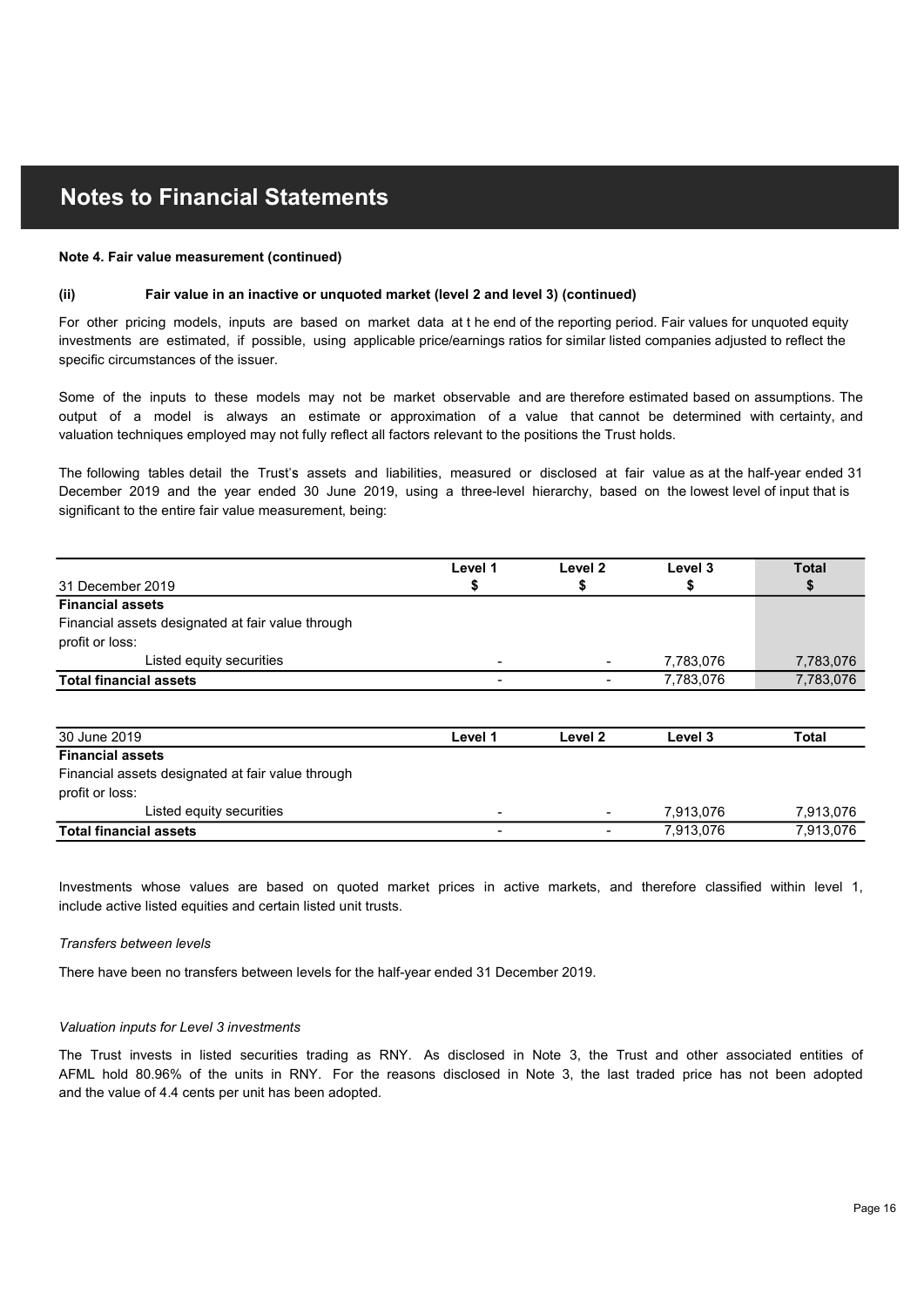# Notes to Financial Statements

**Note 4. Fair value measurement (continued)**

**(ii) Fair value in an inactive or unquoted market (level 2 and level 3) (continued)**

For other pricing models, inputs are based on market data at t he end of the reporting period. Fair values for unquoted equity investments are estimated, if possible, using applicable price/earnings ratios for similar listed companies adjusted to reflect the specific circumstances of the issuer.

Some of the inputs to these models may not be market observable and are therefore estimated based on assumptions. The output of a model is always an estimate or approximation of a value that cannot be determined with certainty, and valuation techniques employed may not fully reflect all factors relevant to the positions the Trust holds.

The following tables detail the Trust's assets and liabilities, measured or disclosed at fair value as at the half-year ended 31 December 2019 and the year ended 30 June 2019, using a three-level hierarchy, based on the lowest level of input that is significant to the entire fair value measurement, being:

| 31 December 2019 | Level 1<br>$ | Level 2<br>$ | Level 3<br>$ | Total<br>$ |
|---|---|---|---|---|
| **Financial assets** | | | | |
| Financial assets designated at fair value through profit or loss: | | | | |
| Listed equity securities | - | - | 7,783,076 | 7,783,076 |
| **Total financial assets** | - | - | 7,783,076 | 7,783,076 |

| 30 June 2019 | Level 1 | Level 2 | Level 3 | Total |
|---|---|---|---|---|
| **Financial assets** | | | | |
| Financial assets designated at fair value through profit or loss: | | | | |
| Listed equity securities | - | - | 7,913,076 | 7,913,076 |
| **Total financial assets** | - | - | 7,913,076 | 7,913,076 |

Investments whose values are based on quoted market prices in active markets, and therefore classified within level 1, include active listed equities and certain listed unit trusts.

*Transfers between levels*

There have been no transfers between levels for the half-year ended 31 December 2019.

*Valuation inputs for Level 3 investments*

The Trust invests in listed securities trading as RNY. As disclosed in Note 3, the Trust and other associated entities of AFML hold 80.96% of the units in RNY. For the reasons disclosed in Note 3, the last traded price has not been adopted and the value of 4.4 cents per unit has been adopted.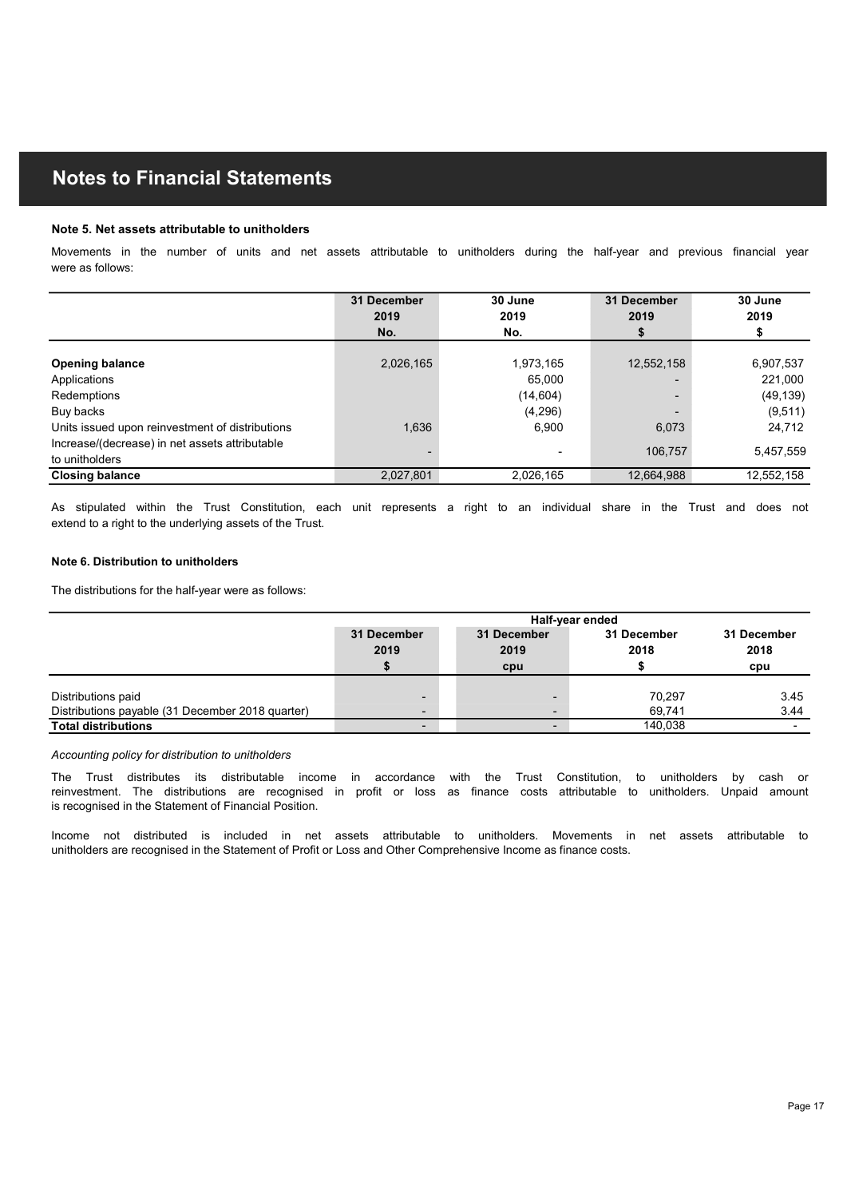# Notes to Financial Statements

**Note 5. Net assets attributable to unitholders**

Movements in the number of units and net assets attributable to unitholders during the half-year and previous financial year were as follows:

| | 31 December 2019 No. | 30 June 2019 No. | 31 December 2019 $ | 30 June 2019 $ |
|---|---|---|---|---|
| **Opening balance** | 2,026,165 | 1,973,165 | 12,552,158 | 6,907,537 |
| Applications | | 65,000 | - | 221,000 |
| Redemptions | | (14,604) | - | (49,139) |
| Buy backs | | (4,296) | - | (9,511) |
| Units issued upon reinvestment of distributions | 1,636 | 6,900 | 6,073 | 24,712 |
| Increase/(decrease) in net assets attributable to unitholders | - | - | 106,757 | 5,457,559 |
| **Closing balance** | 2,027,801 | 2,026,165 | 12,664,988 | 12,552,158 |

As stipulated within the Trust Constitution, each unit represents a right to an individual share in the Trust and does not extend to a right to the underlying assets of the Trust.

**Note 6. Distribution to unitholders**

The distributions for the half-year were as follows:

| | Half-year ended | | | |
|---|---|---|---|---|
| | 31 December 2019 $ | 31 December 2019 cpu | 31 December 2018 $ | 31 December 2018 cpu |
| Distributions paid | - | - | 70,297 | 3.45 |
| Distributions payable (31 December 2018 quarter) | - | - | 69,741 | 3.44 |
| **Total distributions** | - | - | 140,038 | - |

*Accounting policy for distribution to unitholders*

The Trust distributes its distributable income in accordance with the Trust Constitution, to unitholders by cash or reinvestment. The distributions are recognised in profit or loss as finance costs attributable to unitholders. Unpaid amount is recognised in the Statement of Financial Position.

Income not distributed is included in net assets attributable to unitholders. Movements in net assets attributable to unitholders are recognised in the Statement of Profit or Loss and Other Comprehensive Income as finance costs.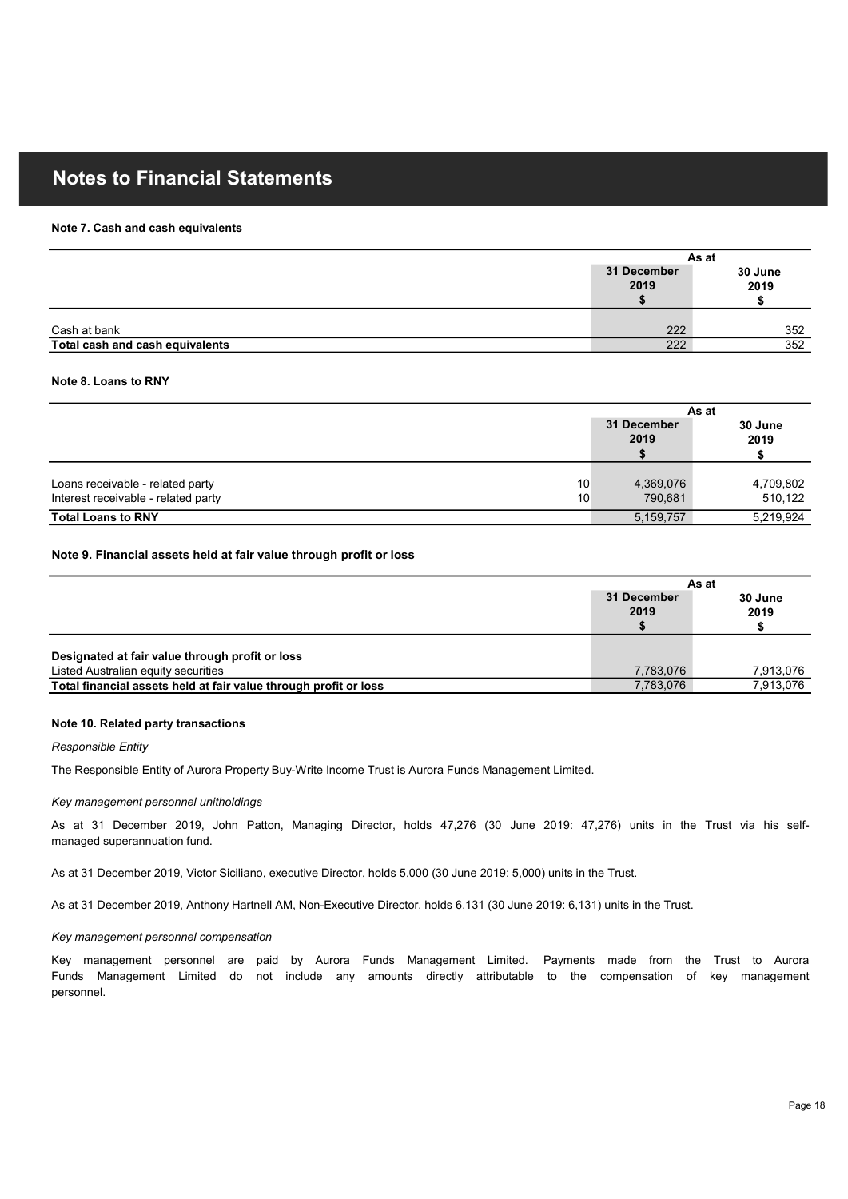# Notes to Financial Statements

**Note 7. Cash and cash equivalents**

| | As at | |
|---|---|---|
| | **31 December 2019 $** | **30 June 2019 $** |
| Cash at bank | 222 | 352 |
| **Total cash and cash equivalents** | 222 | 352 |

**Note 8. Loans to RNY**

| | | As at | |
|---|---|---|---|
| | | **31 December 2019 $** | **30 June 2019 $** |
| Loans receivable - related party | 10 | 4,369,076 | 4,709,802 |
| Interest receivable - related party | 10 | 790,681 | 510,122 |
| **Total Loans to RNY** | | 5,159,757 | 5,219,924 |

**Note 9. Financial assets held at fair value through profit or loss**

| | As at | |
|---|---|---|
| | **31 December 2019 $** | **30 June 2019 $** |
| **Designated at fair value through profit or loss** | | |
| Listed Australian equity securities | 7,783,076 | 7,913,076 |
| **Total financial assets held at fair value through profit or loss** | 7,783,076 | 7,913,076 |

**Note 10. Related party transactions**

*Responsible Entity*

The Responsible Entity of Aurora Property Buy-Write Income Trust is Aurora Funds Management Limited.

*Key management personnel unitholdings*

As at 31 December 2019, John Patton, Managing Director, holds 47,276 (30 June 2019: 47,276) units in the Trust via his self-managed superannuation fund.

As at 31 December 2019, Victor Siciliano, executive Director, holds 5,000 (30 June 2019: 5,000) units in the Trust.

As at 31 December 2019, Anthony Hartnell AM, Non-Executive Director, holds 6,131 (30 June 2019: 6,131) units in the Trust.

*Key management personnel compensation*

Key management personnel are paid by Aurora Funds Management Limited. Payments made from the Trust to Aurora Funds Management Limited do not include any amounts directly attributable to the compensation of key management personnel.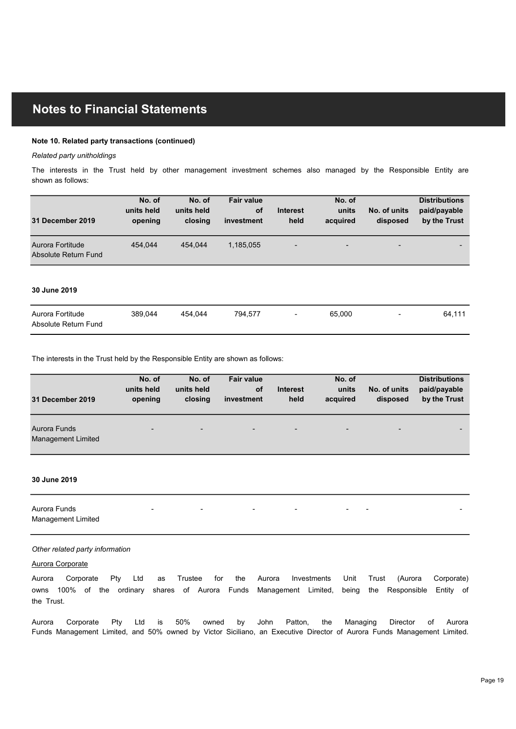# Notes to Financial Statements

**Note 10. Related party transactions (continued)**

*Related party unitholdings*

The interests in the Trust held by other management investment schemes also managed by the Responsible Entity are shown as follows:

| 31 December 2019 | No. of units held opening | No. of units held closing | Fair value of investment | Interest held | No. of units acquired | No. of units disposed | Distributions paid/payable by the Trust |
|---|---|---|---|---|---|---|---|
| Aurora Fortitude Absolute Return Fund | 454,044 | 454,044 | 1,185,055 | - | - | - | - |

| 30 June 2019 | | | | | | | |
|---|---|---|---|---|---|---|---|
| Aurora Fortitude Absolute Return Fund | 389,044 | 454,044 | 794,577 | - | 65,000 | - | 64,111 |

The interests in the Trust held by the Responsible Entity are shown as follows:

| 31 December 2019 | No. of units held opening | No. of units held closing | Fair value of investment | Interest held | No. of units acquired | No. of units disposed | Distributions paid/payable by the Trust |
|---|---|---|---|---|---|---|---|
| Aurora Funds Management Limited | - | - | - | - | - | - | - |

| 30 June 2019 | | | | | | | |
|---|---|---|---|---|---|---|---|
| Aurora Funds Management Limited | - | - | - | - | - | - | - |

*Other related party information*

Aurora Corporate

Aurora Corporate Pty Ltd as Trustee for the Aurora Investments Unit Trust (Aurora Corporate) owns 100% of the ordinary shares of Aurora Funds Management Limited, being the Responsible Entity of the Trust.

Aurora Corporate Pty Ltd is 50% owned by John Patton, the Managing Director of Aurora Funds Management Limited, and 50% owned by Victor Siciliano, an Executive Director of Aurora Funds Management Limited.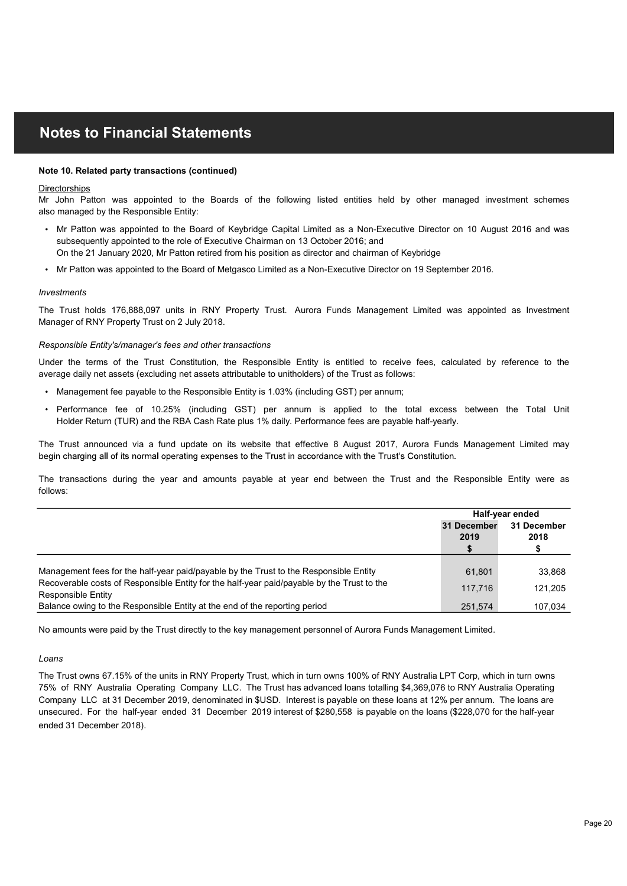# Notes to Financial Statements

**Note 10. Related party transactions (continued)**

Directorships

Mr John Patton was appointed to the Boards of the following listed entities held by other managed investment schemes also managed by the Responsible Entity:

- Mr Patton was appointed to the Board of Keybridge Capital Limited as a Non-Executive Director on 10 August 2016 and was subsequently appointed to the role of Executive Chairman on 13 October 2016; and
  On the 21 January 2020, Mr Patton retired from his position as director and chairman of Keybridge
- Mr Patton was appointed to the Board of Metgasco Limited as a Non-Executive Director on 19 September 2016.

*Investments*

The Trust holds 176,888,097 units in RNY Property Trust. Aurora Funds Management Limited was appointed as Investment Manager of RNY Property Trust on 2 July 2018.

*Responsible Entity's/manager's fees and other transactions*

Under the terms of the Trust Constitution, the Responsible Entity is entitled to receive fees, calculated by reference to the average daily net assets (excluding net assets attributable to unitholders) of the Trust as follows:

- Management fee payable to the Responsible Entity is 1.03% (including GST) per annum;
- Performance fee of 10.25% (including GST) per annum is applied to the total excess between the Total Unit Holder Return (TUR) and the RBA Cash Rate plus 1% daily. Performance fees are payable half-yearly.

The Trust announced via a fund update on its website that effective 8 August 2017, Aurora Funds Management Limited may begin charging all of its normal operating expenses to the Trust in accordance with the Trust's Constitution.

The transactions during the year and amounts payable at year end between the Trust and the Responsible Entity were as follows:

| | Half-year ended | |
|---|---|---|
| | 31 December 2019 $ | 31 December 2018 $ |
| Management fees for the half-year paid/payable by the Trust to the Responsible Entity | 61,801 | 33,868 |
| Recoverable costs of Responsible Entity for the half-year paid/payable by the Trust to the Responsible Entity | 117,716 | 121,205 |
| Balance owing to the Responsible Entity at the end of the reporting period | 251,574 | 107,034 |

No amounts were paid by the Trust directly to the key management personnel of Aurora Funds Management Limited.

*Loans*

The Trust owns 67.15% of the units in RNY Property Trust, which in turn owns 100% of RNY Australia LPT Corp, which in turn owns 75% of RNY Australia Operating Company LLC. The Trust has advanced loans totalling $4,369,076 to RNY Australia Operating Company LLC at 31 December 2019, denominated in $USD. Interest is payable on these loans at 12% per annum. The loans are unsecured. For the half-year ended 31 December 2019 interest of $280,558 is payable on the loans ($228,070 for the half-year ended 31 December 2018).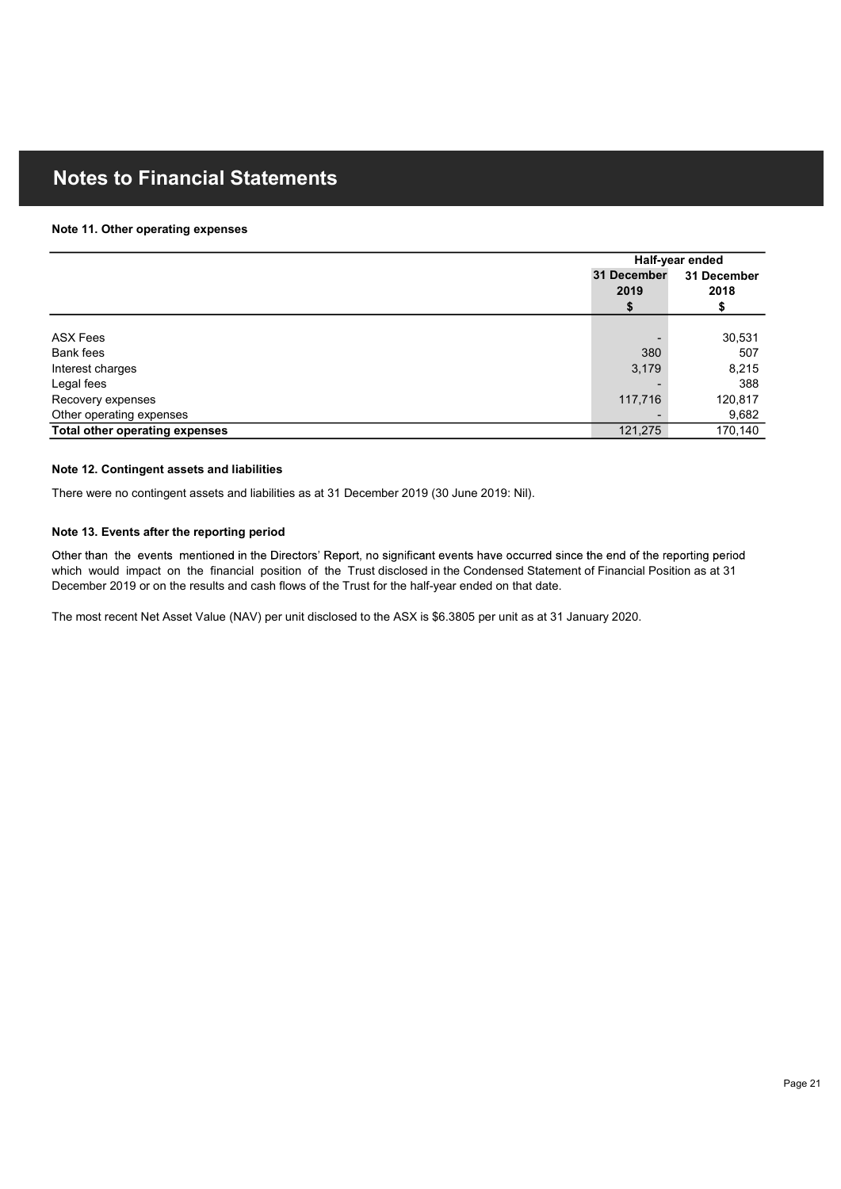# Notes to Financial Statements

**Note 11. Other operating expenses**

| | Half-year ended | |
|---|---|---|
| | 31 December 2019 $ | 31 December 2018 $ |
| ASX Fees | - | 30,531 |
| Bank fees | 380 | 507 |
| Interest charges | 3,179 | 8,215 |
| Legal fees | - | 388 |
| Recovery expenses | 117,716 | 120,817 |
| Other operating expenses | - | 9,682 |
| **Total other operating expenses** | 121,275 | 170,140 |

**Note 12. Contingent assets and liabilities**

There were no contingent assets and liabilities as at 31 December 2019 (30 June 2019: Nil).

**Note 13. Events after the reporting period**

Other than the events mentioned in the Directors' Report, no significant events have occurred since the end of the reporting period which would impact on the financial position of the Trust disclosed in the Condensed Statement of Financial Position as at 31 December 2019 or on the results and cash flows of the Trust for the half-year ended on that date.

The most recent Net Asset Value (NAV) per unit disclosed to the ASX is $6.3805 per unit as at 31 January 2020.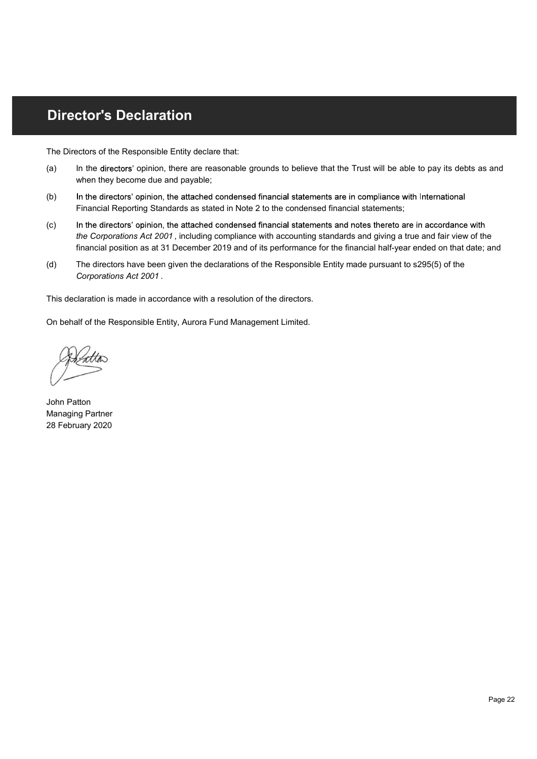# Director's Declaration

The Directors of the Responsible Entity declare that:

(a) In the directors' opinion, there are reasonable grounds to believe that the Trust will be able to pay its debts as and when they become due and payable;

(b) In the directors' opinion, the attached condensed financial statements are in compliance with International Financial Reporting Standards as stated in Note 2 to the condensed financial statements;

(c) In the directors' opinion, the attached condensed financial statements and notes thereto are in accordance with *the Corporations Act 2001* , including compliance with accounting standards and giving a true and fair view of the financial position as at 31 December 2019 and of its performance for the financial half-year ended on that date; and

(d) The directors have been given the declarations of the Responsible Entity made pursuant to s295(5) of the *Corporations Act 2001* .

This declaration is made in accordance with a resolution of the directors.

On behalf of the Responsible Entity, Aurora Fund Management Limited.

John Patton
Managing Partner
28 February 2020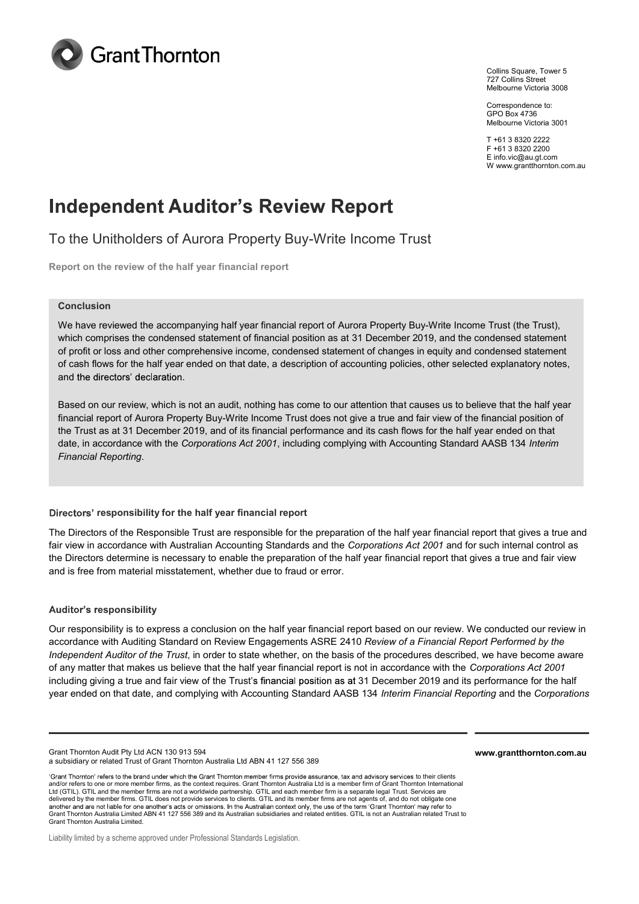Collins Square, Tower 5
727 Collins Street
Melbourne Victoria 3008

Correspondence to:
GPO Box 4736
Melbourne Victoria 3001

T +61 3 8320 2222
F +61 3 8320 2200
E info.vic@au.gt.com
W www.grantthornton.com.au

# Independent Auditor's Review Report

## To the Unitholders of Aurora Property Buy-Write Income Trust

**Report on the review of the half year financial report**

**Conclusion**

We have reviewed the accompanying half year financial report of Aurora Property Buy-Write Income Trust (the Trust), which comprises the condensed statement of financial position as at 31 December 2019, and the condensed statement of profit or loss and other comprehensive income, condensed statement of changes in equity and condensed statement of cash flows for the half year ended on that date, a description of accounting policies, other selected explanatory notes, and the directors' declaration.

Based on our review, which is not an audit, nothing has come to our attention that causes us to believe that the half year financial report of Aurora Property Buy-Write Income Trust does not give a true and fair view of the financial position of the Trust as at 31 December 2019, and of its financial performance and its cash flows for the half year ended on that date, in accordance with the *Corporations Act 2001*, including complying with Accounting Standard AASB 134 *Interim Financial Reporting*.

**Directors' responsibility for the half year financial report**

The Directors of the Responsible Trust are responsible for the preparation of the half year financial report that gives a true and fair view in accordance with Australian Accounting Standards and the *Corporations Act 2001* and for such internal control as the Directors determine is necessary to enable the preparation of the half year financial report that gives a true and fair view and is free from material misstatement, whether due to fraud or error.

**Auditor's responsibility**

Our responsibility is to express a conclusion on the half year financial report based on our review. We conducted our review in accordance with Auditing Standard on Review Engagements ASRE 2410 *Review of a Financial Report Performed by the Independent Auditor of the Trust*, in order to state whether, on the basis of the procedures described, we have become aware of any matter that makes us believe that the half year financial report is not in accordance with the *Corporations Act 2001* including giving a true and fair view of the Trust's financial position as at 31 December 2019 and its performance for the half year ended on that date, and complying with Accounting Standard AASB 134 *Interim Financial Reporting* and the *Corporations*

Grant Thornton Audit Pty Ltd ACN 130 913 594
a subsidiary or related Trust of Grant Thornton Australia Ltd ABN 41 127 556 389

www.grantthornton.com.au

'Grant Thornton' refers to the brand under which the Grant Thornton member firms provide assurance, tax and advisory services to their clients and/or refers to one or more member firms, as the context requires. Grant Thornton Australia Ltd is a member firm of Grant Thornton International Ltd (GTIL). GTIL and the member firms are not a worldwide partnership. GTIL and each member firm is a separate legal Trust. Services are delivered by the member firms. GTIL does not provide services to clients. GTIL and its member firms are not agents of, and do not obligate one another and are not liable for one another's acts or omissions. In the Australian context only, the use of the term 'Grant Thornton' may refer to Grant Thornton Australia Limited ABN 41 127 556 389 and its Australian subsidiaries and related entities. GTIL is not an Australian related Trust to Grant Thornton Australia Limited.

Liability limited by a scheme approved under Professional Standards Legislation.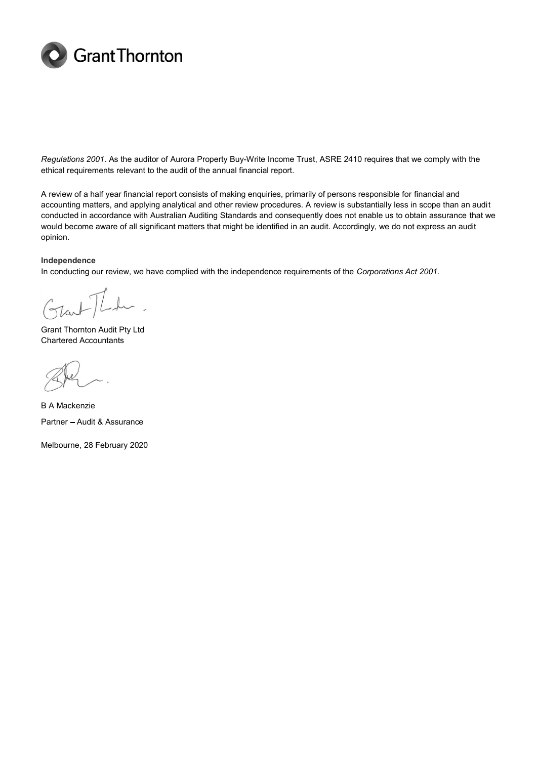*Regulations 2001*. As the auditor of Aurora Property Buy-Write Income Trust, ASRE 2410 requires that we comply with the ethical requirements relevant to the audit of the annual financial report.

A review of a half year financial report consists of making enquiries, primarily of persons responsible for financial and accounting matters, and applying analytical and other review procedures. A review is substantially less in scope than an audit conducted in accordance with Australian Auditing Standards and consequently does not enable us to obtain assurance that we would become aware of all significant matters that might be identified in an audit. Accordingly, we do not express an audit opinion.

**Independence**

In conducting our review, we have complied with the independence requirements of the *Corporations Act 2001*.

Grant Thornton Audit Pty Ltd
Chartered Accountants

B A Mackenzie
Partner – Audit & Assurance

Melbourne, 28 February 2020